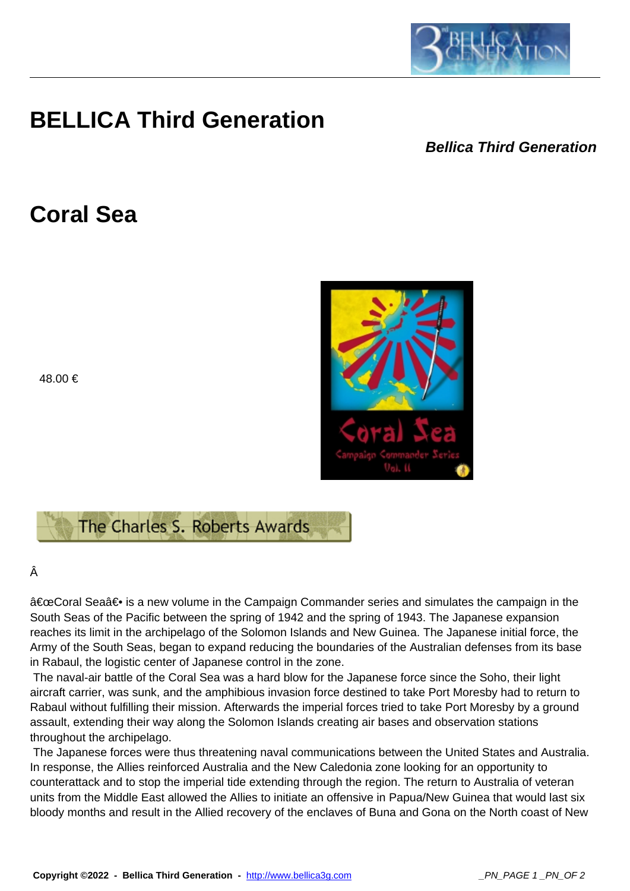# BELLICA Third Generation

***Bellica Third Generation***

## Coral Sea

48.00 €

The Charles S. Roberts Awards

Â

â€œCoral Seaâ€• is a new volume in the Campaign Commander series and simulates the campaign in the South Seas of the Pacific between the spring of 1942 and the spring of 1943. The Japanese expansion reaches its limit in the archipelago of the Solomon Islands and New Guinea. The Japanese initial force, the Army of the South Seas, began to expand reducing the boundaries of the Australian defenses from its base in Rabaul, the logistic center of Japanese control in the zone.

The naval-air battle of the Coral Sea was a hard blow for the Japanese force since the Soho, their light aircraft carrier, was sunk, and the amphibious invasion force destined to take Port Moresby had to return to Rabaul without fulfilling their mission. Afterwards the imperial forces tried to take Port Moresby by a ground assault, extending their way along the Solomon Islands creating air bases and observation stations throughout the archipelago.

The Japanese forces were thus threatening naval communications between the United States and Australia. In response, the Allies reinforced Australia and the New Caledonia zone looking for an opportunity to counterattack and to stop the imperial tide extending through the region. The return to Australia of veteran units from the Middle East allowed the Allies to initiate an offensive in Papua/New Guinea that would last six bloody months and result in the Allied recovery of the enclaves of Buna and Gona on the North coast of New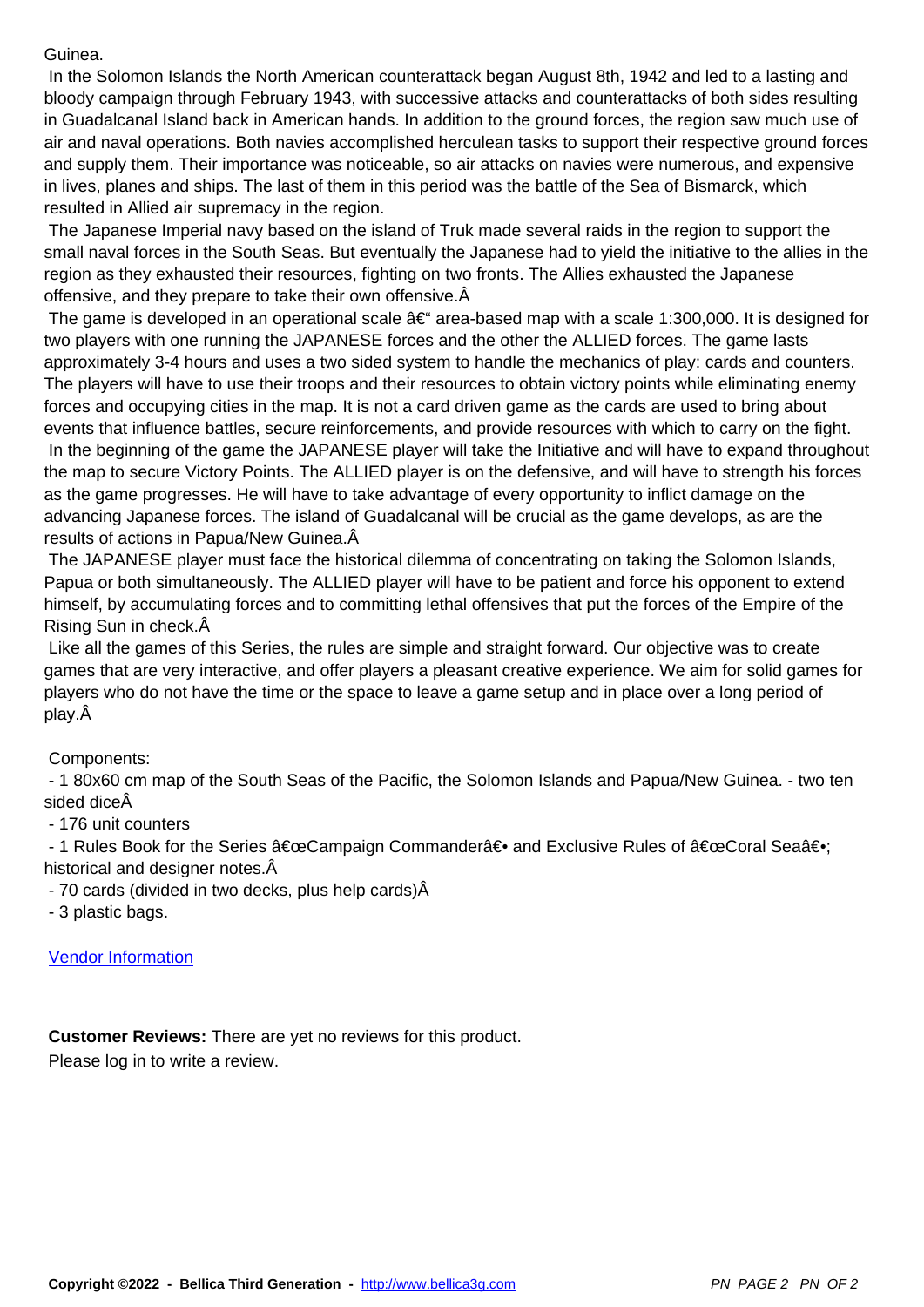Guinea.

In the Solomon Islands the North American counterattack began August 8th, 1942 and led to a lasting and bloody campaign through February 1943, with successive attacks and counterattacks of both sides resulting in Guadalcanal Island back in American hands. In addition to the ground forces, the region saw much use of air and naval operations. Both navies accomplished herculean tasks to support their respective ground forces and supply them. Their importance was noticeable, so air attacks on navies were numerous, and expensive in lives, planes and ships. The last of them in this period was the battle of the Sea of Bismarck, which resulted in Allied air supremacy in the region.

The Japanese Imperial navy based on the island of Truk made several raids in the region to support the small naval forces in the South Seas. But eventually the Japanese had to yield the initiative to the allies in the region as they exhausted their resources, fighting on two fronts. The Allies exhausted the Japanese offensive, and they prepare to take their own offensive.Â

The game is developed in an operational scale â€“ area-based map with a scale 1:300,000. It is designed for two players with one running the JAPANESE forces and the other the ALLIED forces. The game lasts approximately 3-4 hours and uses a two sided system to handle the mechanics of play: cards and counters. The players will have to use their troops and their resources to obtain victory points while eliminating enemy forces and occupying cities in the map. It is not a card driven game as the cards are used to bring about events that influence battles, secure reinforcements, and provide resources with which to carry on the fight.

In the beginning of the game the JAPANESE player will take the Initiative and will have to expand throughout the map to secure Victory Points. The ALLIED player is on the defensive, and will have to strength his forces as the game progresses. He will have to take advantage of every opportunity to inflict damage on the advancing Japanese forces. The island of Guadalcanal will be crucial as the game develops, as are the results of actions in Papua/New Guinea.Â

The JAPANESE player must face the historical dilemma of concentrating on taking the Solomon Islands, Papua or both simultaneously. The ALLIED player will have to be patient and force his opponent to extend himself, by accumulating forces and to committing lethal offensives that put the forces of the Empire of the Rising Sun in check.Â

Like all the games of this Series, the rules are simple and straight forward. Our objective was to create games that are very interactive, and offer players a pleasant creative experience. We aim for solid games for players who do not have the time or the space to leave a game setup and in place over a long period of play.Â

Components:

- 1 80x60 cm map of the South Seas of the Pacific, the Solomon Islands and Papua/New Guinea. - two ten sided diceÂ
- 176 unit counters
- 1 Rules Book for the Series â€œCampaign Commanderâ€• and Exclusive Rules of â€œCoral Seaâ€•; historical and designer notes.Â
- 70 cards (divided in two decks, plus help cards)Â
- 3 plastic bags.

Vendor Information

**Customer Reviews:** There are yet no reviews for this product.

Please log in to write a review.